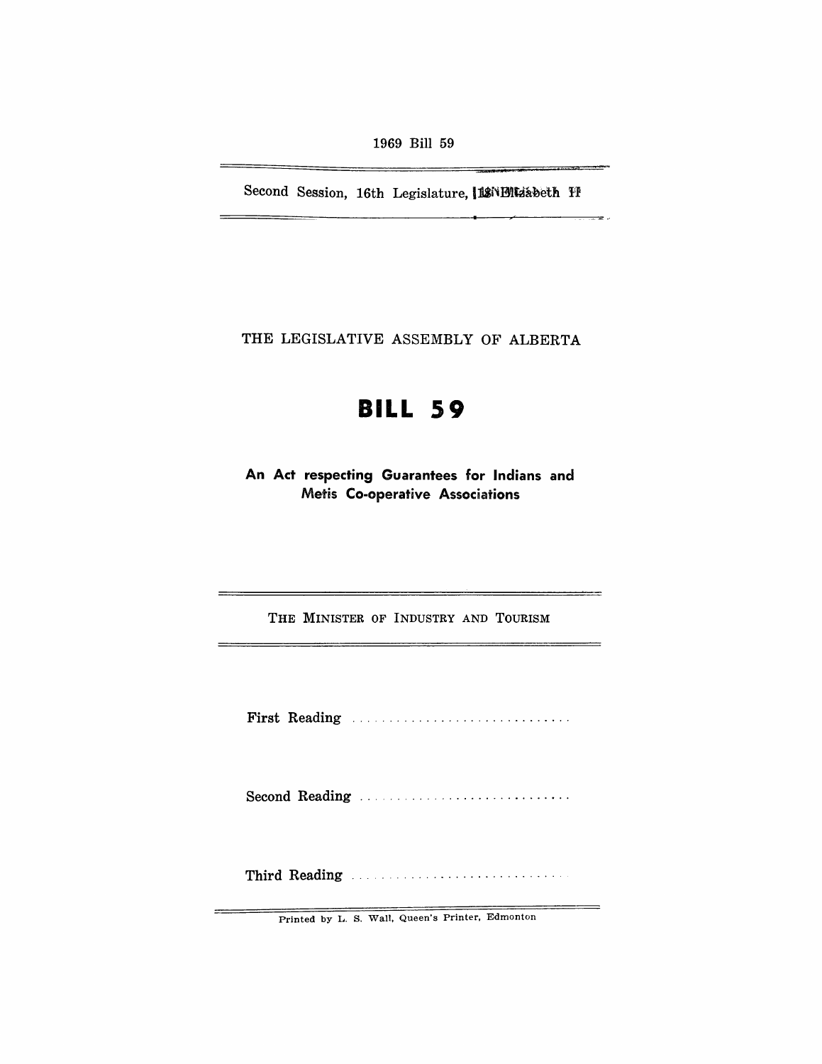1969 Bill 59

Second Session, 16th Legislature, 18 Elizabeth II

THE LEGISLATIVE ASSEMBLY OF ALBERTA

# BILL 59

## An Act respecting Guarantees for Indians and Metis Co-operative Associations

THE MINISTER OF INDUSTRY AND TOURISM

First Reading ..............................

Second Reading ..............................

Third Reading ..............................

Printed by L. S. Wall, Queen's Printer, Edmonton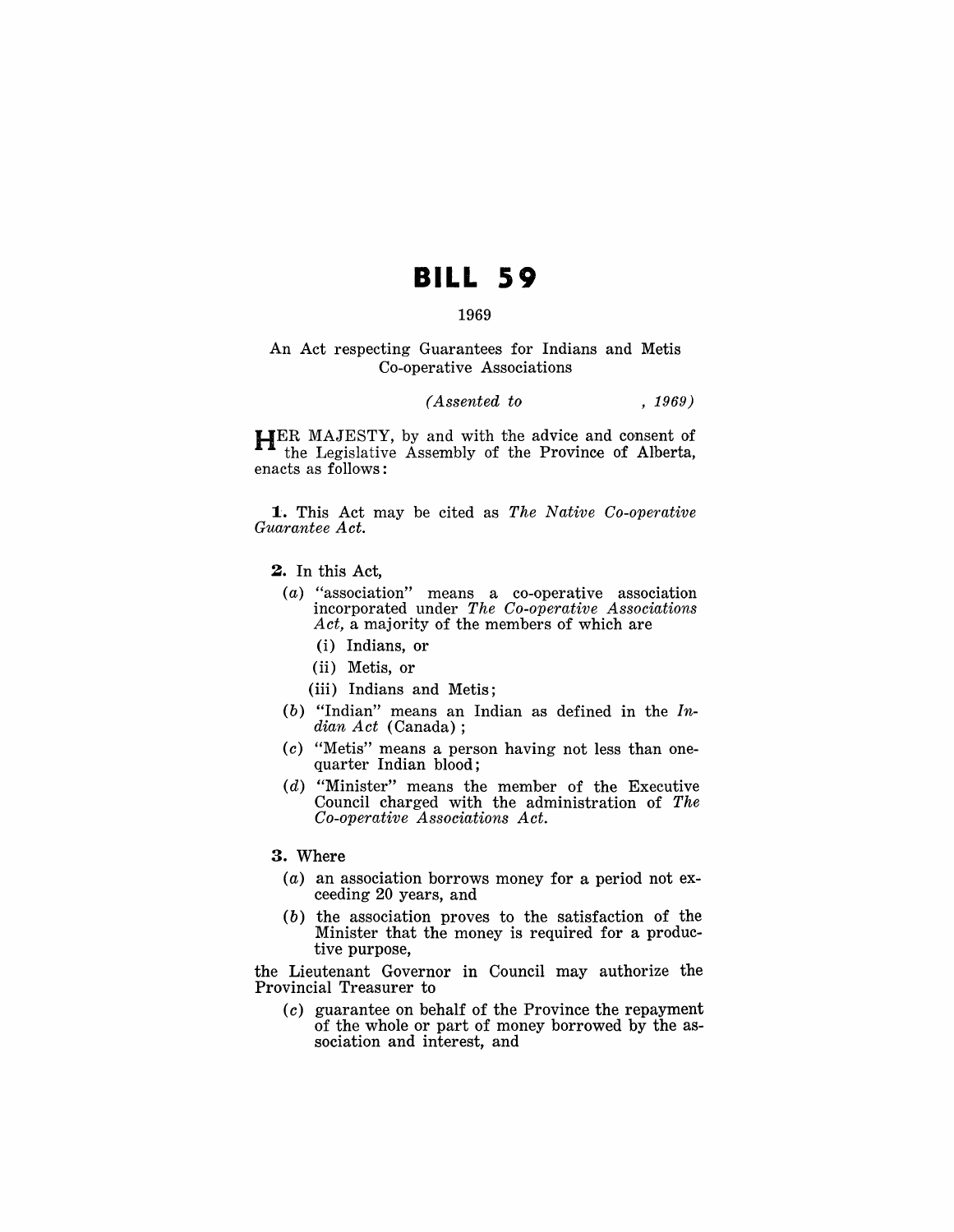# BILL 59

1969

An Act respecting Guarantees for Indians and Metis Co-operative Associations

*(Assented to , 1969)*

HER MAJESTY, by and with the advice and consent of the Legislative Assembly of the Province of Alberta, enacts as follows:

**1.** This Act may be cited as *The Native Co-operative Guarantee Act.*

**2.** In this Act,

(*a*) "association" means a co-operative association incorporated under *The Co-operative Associations Act,* a majority of the members of which are

(i) Indians, or

(ii) Metis, or

(iii) Indians and Metis;

(*b*) "Indian" means an Indian as defined in the *Indian Act* (Canada);

(*c*) "Metis" means a person having not less than one-quarter Indian blood;

(*d*) "Minister" means the member of the Executive Council charged with the administration of *The Co-operative Associations Act.*

**3.** Where

(*a*) an association borrows money for a period not exceeding 20 years, and

(*b*) the association proves to the satisfaction of the Minister that the money is required for a productive purpose,

the Lieutenant Governor in Council may authorize the Provincial Treasurer to

(*c*) guarantee on behalf of the Province the repayment of the whole or part of money borrowed by the association and interest, and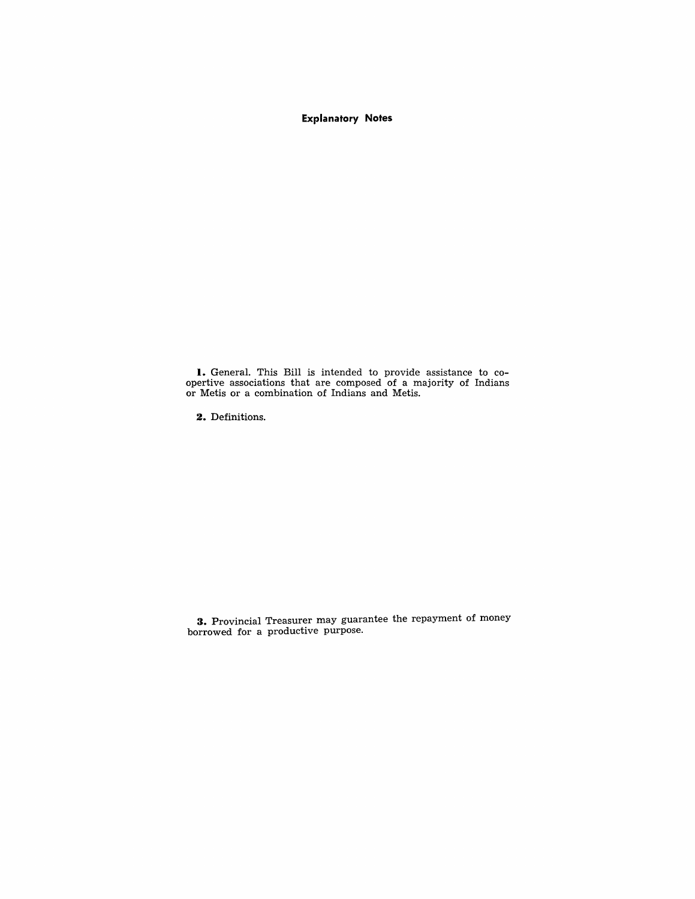## Explanatory Notes

**1.** General. This Bill is intended to provide assistance to co-opertive associations that are composed of a majority of Indians or Metis or a combination of Indians and Metis.

**2.** Definitions.

**3.** Provincial Treasurer may guarantee the repayment of money borrowed for a productive purpose.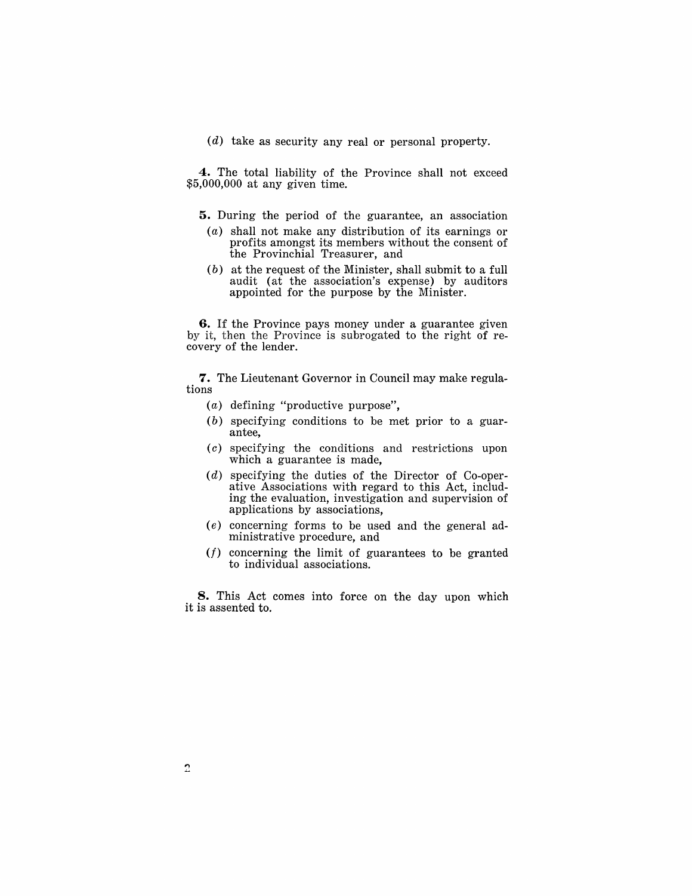(*d*) take as security any real or personal property.

**4.** The total liability of the Province shall not exceed $5,000,000 at any given time.

**5.** During the period of the guarantee, an association

(*a*) shall not make any distribution of its earnings or profits amongst its members without the consent of the Provinchial Treasurer, and

(*b*) at the request of the Minister, shall submit to a full audit (at the association's expense) by auditors appointed for the purpose by the Minister.

**6.** If the Province pays money under a guarantee given by it, then the Province is subrogated to the right of recovery of the lender.

**7.** The Lieutenant Governor in Council may make regulations

(*a*) defining "productive purpose",

(*b*) specifying conditions to be met prior to a guarantee,

(*c*) specifying the conditions and restrictions upon which a guarantee is made,

(*d*) specifying the duties of the Director of Co-operative Associations with regard to this Act, including the evaluation, investigation and supervision of applications by associations,

(*e*) concerning forms to be used and the general administrative procedure, and

(*f*) concerning the limit of guarantees to be granted to individual associations.

**8.** This Act comes into force on the day upon which it is assented to.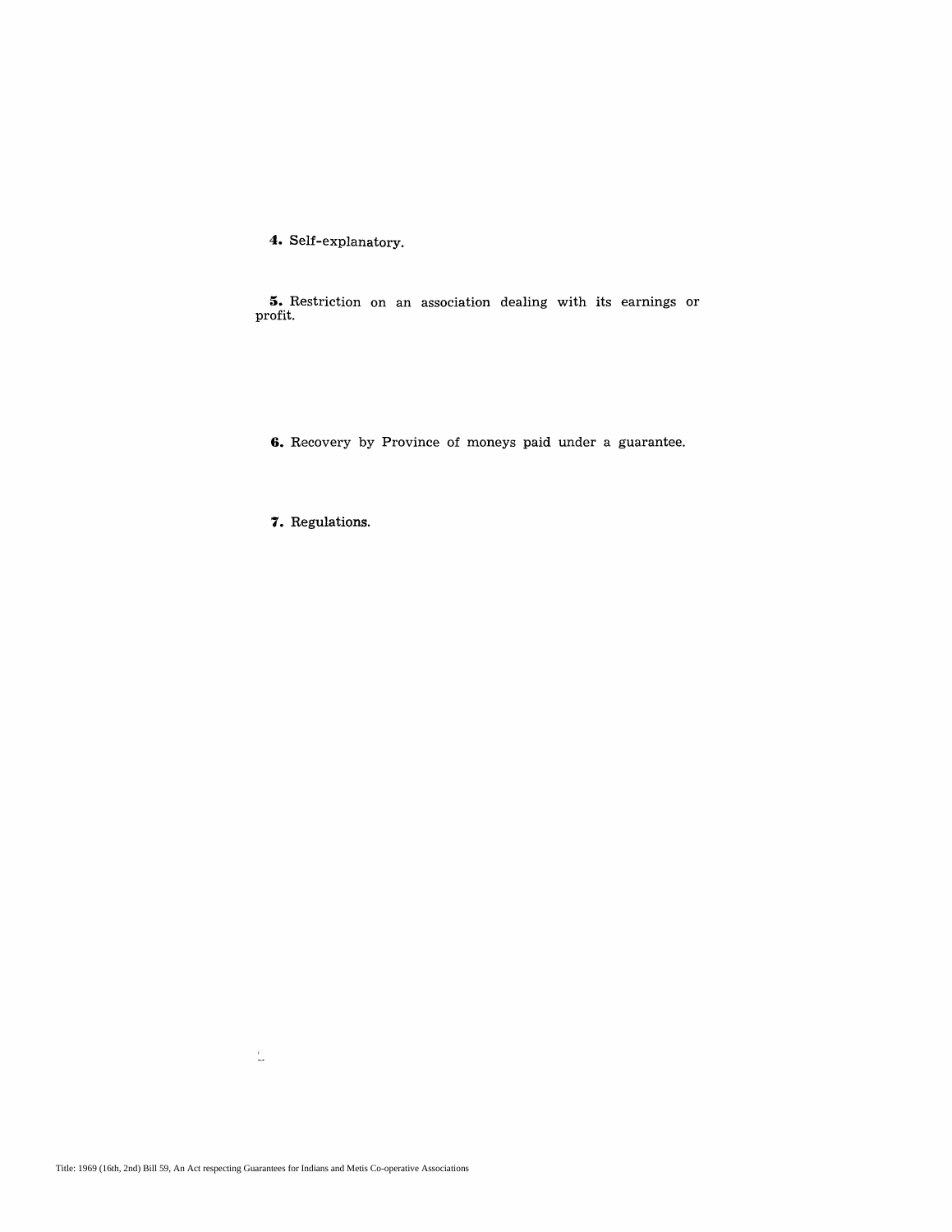**4.** Self-explanatory.

**5.** Restriction on an association dealing with its earnings or profit.

**6.** Recovery by Province of moneys paid under a guarantee.

**7.** Regulations.